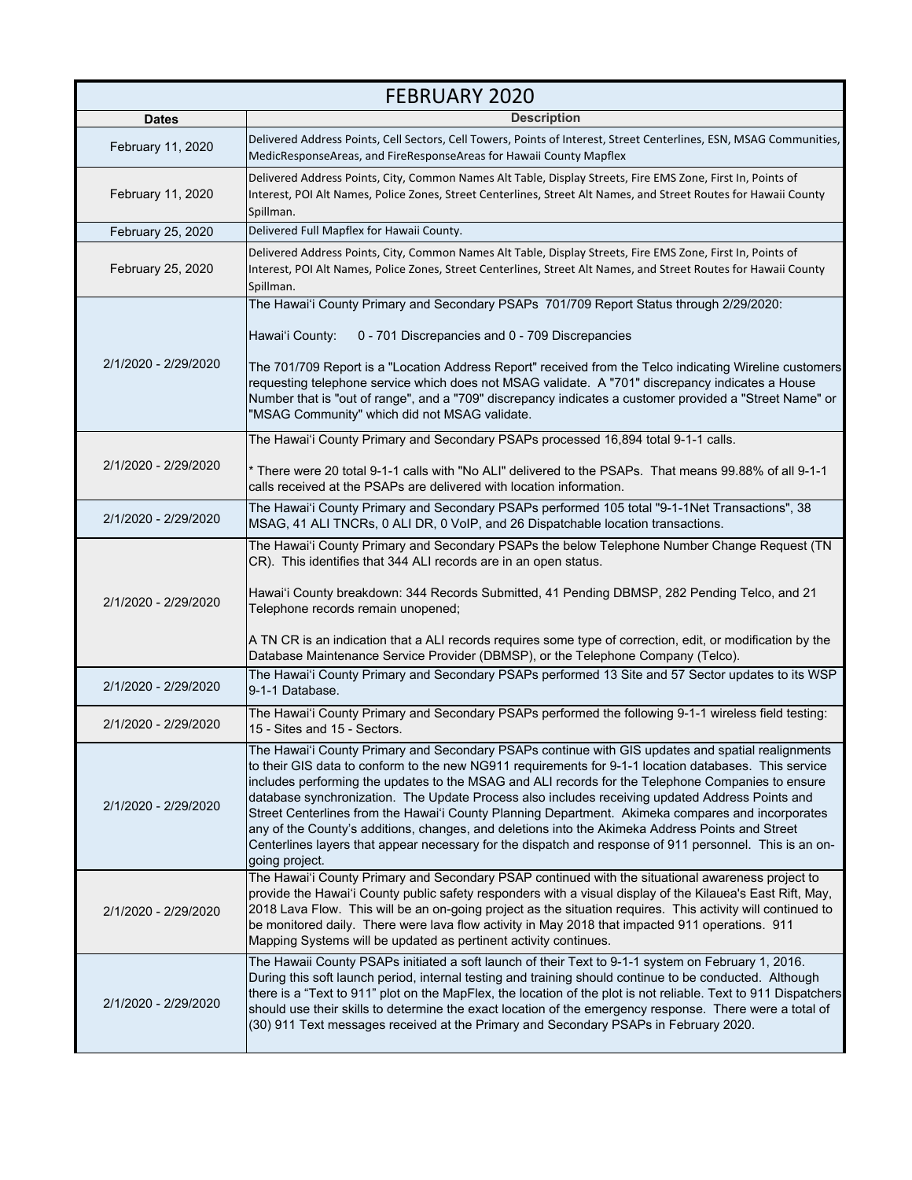| FEBRUARY 2020 | |
|---|---|
| **Dates** | **Description** |
| February 11, 2020 | Delivered Address Points, Cell Sectors, Cell Towers, Points of Interest, Street Centerlines, ESN, MSAG Communities, MedicResponseAreas, and FireResponseAreas for Hawaii County Mapflex |
| February 11, 2020 | Delivered Address Points, City, Common Names Alt Table, Display Streets, Fire EMS Zone, First In, Points of Interest, POI Alt Names, Police Zones, Street Centerlines, Street Alt Names, and Street Routes for Hawaii County Spillman. |
| February 25, 2020 | Delivered Full Mapflex for Hawaii County. |
| February 25, 2020 | Delivered Address Points, City, Common Names Alt Table, Display Streets, Fire EMS Zone, First In, Points of Interest, POI Alt Names, Police Zones, Street Centerlines, Street Alt Names, and Street Routes for Hawaii County Spillman. |
| 2/1/2020 - 2/29/2020 | The Hawai'i County Primary and Secondary PSAPs 701/709 Report Status through 2/29/2020:<br><br>Hawai'i County: 0 - 701 Discrepancies and 0 - 709 Discrepancies<br><br>The 701/709 Report is a "Location Address Report" received from the Telco indicating Wireline customers requesting telephone service which does not MSAG validate. A "701" discrepancy indicates a House Number that is "out of range", and a "709" discrepancy indicates a customer provided a "Street Name" or "MSAG Community" which did not MSAG validate. |
| 2/1/2020 - 2/29/2020 | The Hawai'i County Primary and Secondary PSAPs processed 16,894 total 9-1-1 calls.<br><br>* There were 20 total 9-1-1 calls with "No ALI" delivered to the PSAPs. That means 99.88% of all 9-1-1 calls received at the PSAPs are delivered with location information. |
| 2/1/2020 - 2/29/2020 | The Hawai'i County Primary and Secondary PSAPs performed 105 total "9-1-1Net Transactions", 38 MSAG, 41 ALI TNCRs, 0 ALI DR, 0 VoIP, and 26 Dispatchable location transactions. |
| 2/1/2020 - 2/29/2020 | The Hawai'i County Primary and Secondary PSAPs the below Telephone Number Change Request (TN CR). This identifies that 344 ALI records are in an open status.<br><br>Hawai'i County breakdown: 344 Records Submitted, 41 Pending DBMSP, 282 Pending Telco, and 21 Telephone records remain unopened;<br><br>A TN CR is an indication that a ALI records requires some type of correction, edit, or modification by the Database Maintenance Service Provider (DBMSP), or the Telephone Company (Telco). |
| 2/1/2020 - 2/29/2020 | The Hawai'i County Primary and Secondary PSAPs performed 13 Site and 57 Sector updates to its WSP 9-1-1 Database. |
| 2/1/2020 - 2/29/2020 | The Hawai'i County Primary and Secondary PSAPs performed the following 9-1-1 wireless field testing: 15 - Sites and 15 - Sectors. |
| 2/1/2020 - 2/29/2020 | The Hawai'i County Primary and Secondary PSAPs continue with GIS updates and spatial realignments to their GIS data to conform to the new NG911 requirements for 9-1-1 location databases. This service includes performing the updates to the MSAG and ALI records for the Telephone Companies to ensure database synchronization. The Update Process also includes receiving updated Address Points and Street Centerlines from the Hawai'i County Planning Department. Akimeka compares and incorporates any of the County's additions, changes, and deletions into the Akimeka Address Points and Street Centerlines layers that appear necessary for the dispatch and response of 911 personnel. This is an on-going project. |
| 2/1/2020 - 2/29/2020 | The Hawai'i County Primary and Secondary PSAP continued with the situational awareness project to provide the Hawai'i County public safety responders with a visual display of the Kilauea's East Rift, May, 2018 Lava Flow. This will be an on-going project as the situation requires. This activity will continued to be monitored daily. There were lava flow activity in May 2018 that impacted 911 operations. 911 Mapping Systems will be updated as pertinent activity continues. |
| 2/1/2020 - 2/29/2020 | The Hawaii County PSAPs initiated a soft launch of their Text to 9-1-1 system on February 1, 2016. During this soft launch period, internal testing and training should continue to be conducted. Although there is a "Text to 911" plot on the MapFlex, the location of the plot is not reliable. Text to 911 Dispatchers should use their skills to determine the exact location of the emergency response. There were a total of (30) 911 Text messages received at the Primary and Secondary PSAPs in February 2020. |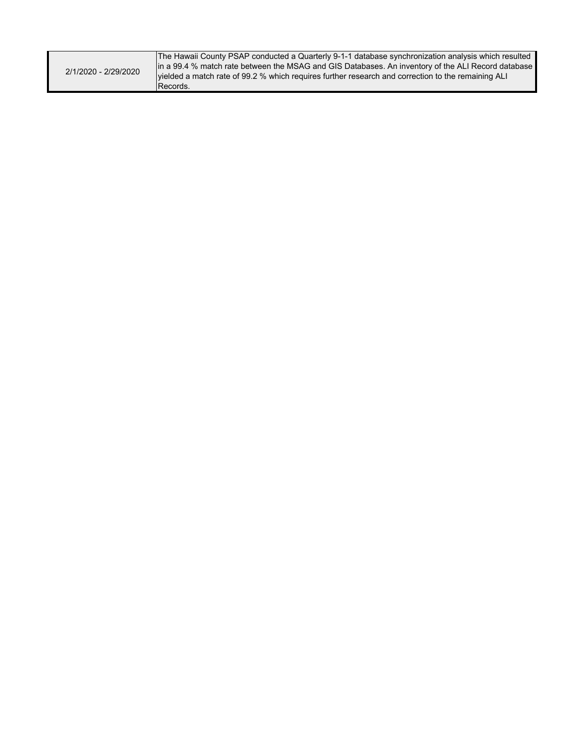| | |
|---|---|
| 2/1/2020 - 2/29/2020 | The Hawaii County PSAP conducted a Quarterly 9-1-1 database synchronization analysis which resulted in a 99.4 % match rate between the MSAG and GIS Databases. An inventory of the ALI Record database yielded a match rate of 99.2 % which requires further research and correction to the remaining ALI Records. |